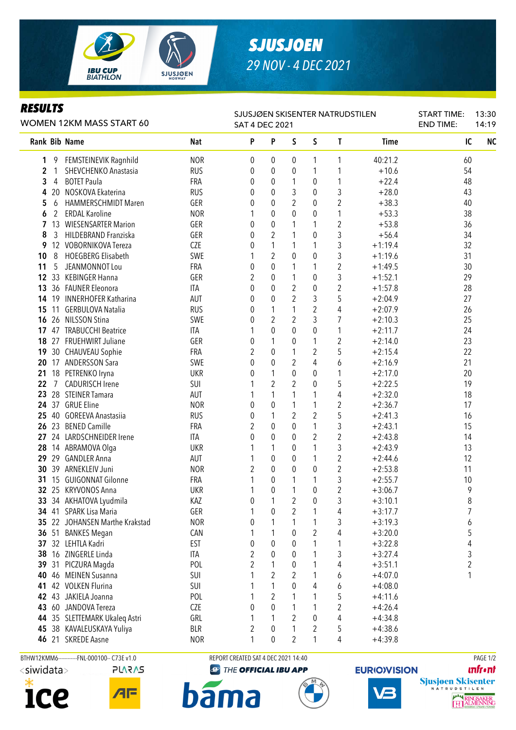# SJUSJOEN

## 29 NOV - 4 DEC 2021

## RESULTS

WOMEN 12KM MASS START 60

SJUSJØEN SKISENTER NATRUDSTILEN
SAT 4 DEC 2021

START TIME: 13:30
END TIME: 14:19

| Rank | Bib | Name | Nat | P | P | S | S | T | Time | IC | NC |
|---|---|---|---|---|---|---|---|---|---|---|---|
| 1 | 9 | FEMSTEINEVIK Ragnhild | NOR | 0 | 0 | 0 | 1 | 1 | 40:21.2 | 60 | |
| 2 | 1 | SHEVCHENKO Anastasia | RUS | 0 | 0 | 0 | 1 | 1 | +10.6 | 54 | |
| 3 | 4 | BOTET Paula | FRA | 0 | 0 | 1 | 0 | 1 | +22.4 | 48 | |
| 4 | 20 | NOSKOVA Ekaterina | RUS | 0 | 0 | 3 | 0 | 3 | +28.0 | 43 | |
| 5 | 6 | HAMMERSCHMIDT Maren | GER | 0 | 0 | 2 | 0 | 2 | +38.3 | 40 | |
| 6 | 2 | ERDAL Karoline | NOR | 1 | 0 | 0 | 0 | 1 | +53.3 | 38 | |
| 7 | 13 | WIESENSARTER Marion | GER | 0 | 0 | 1 | 1 | 2 | +53.8 | 36 | |
| 8 | 3 | HILDEBRAND Franziska | GER | 0 | 2 | 1 | 0 | 3 | +56.4 | 34 | |
| 9 | 12 | VOBORNIKOVA Tereza | CZE | 0 | 1 | 1 | 1 | 3 | +1:19.4 | 32 | |
| 10 | 8 | HOEGBERG Elisabeth | SWE | 1 | 2 | 0 | 0 | 3 | +1:19.6 | 31 | |
| 11 | 5 | JEANMONNOT Lou | FRA | 0 | 0 | 1 | 1 | 2 | +1:49.5 | 30 | |
| 12 | 33 | KEBINGER Hanna | GER | 2 | 0 | 1 | 0 | 3 | +1:52.1 | 29 | |
| 13 | 36 | FAUNER Eleonora | ITA | 0 | 0 | 2 | 0 | 2 | +1:57.8 | 28 | |
| 14 | 19 | INNERHOFER Katharina | AUT | 0 | 0 | 2 | 3 | 5 | +2:04.9 | 27 | |
| 15 | 11 | GERBULOVA Natalia | RUS | 0 | 1 | 1 | 2 | 4 | +2:07.9 | 26 | |
| 16 | 26 | NILSSON Stina | SWE | 0 | 2 | 2 | 3 | 7 | +2:10.3 | 25 | |
| 17 | 47 | TRABUCCHI Beatrice | ITA | 1 | 0 | 0 | 0 | 1 | +2:11.7 | 24 | |
| 18 | 27 | FRUEHWIRT Juliane | GER | 0 | 1 | 0 | 1 | 2 | +2:14.0 | 23 | |
| 19 | 30 | CHAUVEAU Sophie | FRA | 2 | 0 | 1 | 2 | 5 | +2:15.4 | 22 | |
| 20 | 17 | ANDERSSON Sara | SWE | 0 | 0 | 2 | 4 | 6 | +2:16.9 | 21 | |
| 21 | 18 | PETRENKO Iryna | UKR | 0 | 1 | 0 | 0 | 1 | +2:17.0 | 20 | |
| 22 | 7 | CADURISCH Irene | SUI | 1 | 2 | 2 | 0 | 5 | +2:22.5 | 19 | |
| 23 | 28 | STEINER Tamara | AUT | 1 | 1 | 1 | 1 | 4 | +2:32.0 | 18 | |
| 24 | 37 | GRUE Eline | NOR | 0 | 0 | 1 | 1 | 2 | +2:36.7 | 17 | |
| 25 | 40 | GOREEVA Anastasiia | RUS | 0 | 1 | 2 | 2 | 5 | +2:41.3 | 16 | |
| 26 | 23 | BENED Camille | FRA | 2 | 0 | 0 | 1 | 3 | +2:43.1 | 15 | |
| 27 | 24 | LARDSCHNEIDER Irene | ITA | 0 | 0 | 0 | 2 | 2 | +2:43.8 | 14 | |
| 28 | 14 | ABRAMOVA Olga | UKR | 1 | 1 | 0 | 1 | 3 | +2:43.9 | 13 | |
| 29 | 29 | GANDLER Anna | AUT | 1 | 0 | 0 | 1 | 2 | +2:44.6 | 12 | |
| 30 | 39 | ARNEKLEIV Juni | NOR | 2 | 0 | 0 | 0 | 2 | +2:53.8 | 11 | |
| 31 | 15 | GUIGONNAT Gilonne | FRA | 1 | 0 | 1 | 1 | 3 | +2:55.7 | 10 | |
| 32 | 25 | KRYVONOS Anna | UKR | 1 | 0 | 1 | 0 | 2 | +3:06.7 | 9 | |
| 33 | 34 | AKHATOVA Lyudmila | KAZ | 0 | 1 | 2 | 0 | 3 | +3:10.1 | 8 | |
| 34 | 41 | SPARK Lisa Maria | GER | 1 | 0 | 2 | 1 | 4 | +3:17.7 | 7 | |
| 35 | 22 | JOHANSEN Marthe Krakstad | NOR | 0 | 1 | 1 | 1 | 3 | +3:19.3 | 6 | |
| 36 | 51 | BANKES Megan | CAN | 1 | 1 | 0 | 2 | 4 | +3:20.0 | 5 | |
| 37 | 32 | LEHTLA Kadri | EST | 0 | 0 | 0 | 1 | 1 | +3:22.8 | 4 | |
| 38 | 16 | ZINGERLE Linda | ITA | 2 | 0 | 0 | 1 | 3 | +3:27.4 | 3 | |
| 39 | 31 | PICZURA Magda | POL | 2 | 1 | 0 | 1 | 4 | +3:51.1 | 2 | |
| 40 | 46 | MEINEN Susanna | SUI | 1 | 2 | 2 | 1 | 6 | +4:07.0 | 1 | |
| 41 | 42 | VOLKEN Flurina | SUI | 1 | 1 | 0 | 4 | 6 | +4:08.0 | | |
| 42 | 43 | JAKIELA Joanna | POL | 1 | 2 | 1 | 1 | 5 | +4:11.6 | | |
| 43 | 60 | JANDOVA Tereza | CZE | 0 | 0 | 1 | 1 | 2 | +4:26.4 | | |
| 44 | 35 | SLETTEMARK Ukaleq Astri | GRL | 1 | 1 | 2 | 0 | 4 | +4:34.8 | | |
| 45 | 38 | KAVALEUSKAYA Yuliya | BLR | 2 | 0 | 1 | 2 | 5 | +4:38.6 | | |
| 46 | 21 | SKREDE Aasne | NOR | 1 | 0 | 2 | 1 | 4 | +4:39.8 | | |

BTHW12KMM6-----------FNL-000100-- C73E v1.0 REPORT CREATED SAT 4 DEC 2021 14:40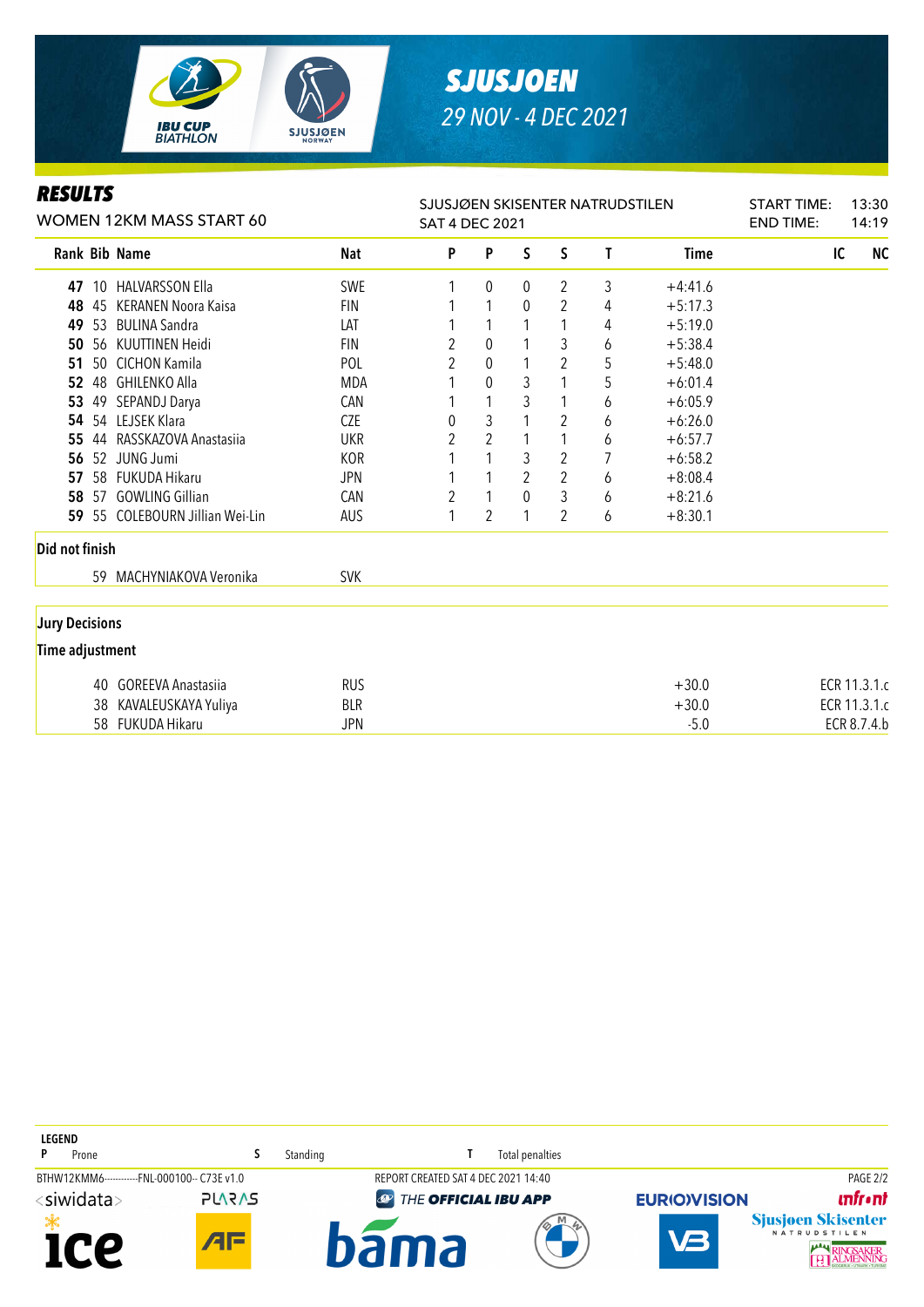# SJUSJOEN

29 NOV - 4 DEC 2021

## RESULTS

WOMEN 12KM MASS START 60

SJUSJØEN SKISENTER NATRUDSTILEN
SAT 4 DEC 2021

START TIME: 13:30
END TIME: 14:19

| Rank | Bib | Name | Nat | P | P | S | S | T | Time | IC | NC |
|---|---|---|---|---|---|---|---|---|---|---|---|
| **47** | 10 | HALVARSSON Ella | SWE | 1 | 0 | 0 | 2 | 3 | +4:41.6 | | |
| **48** | 45 | KERANEN Noora Kaisa | FIN | 1 | 1 | 0 | 2 | 4 | +5:17.3 | | |
| **49** | 53 | BULINA Sandra | LAT | 1 | 1 | 1 | 1 | 4 | +5:19.0 | | |
| **50** | 56 | KUUTTINEN Heidi | FIN | 2 | 0 | 1 | 3 | 6 | +5:38.4 | | |
| **51** | 50 | CICHON Kamila | POL | 2 | 0 | 1 | 2 | 5 | +5:48.0 | | |
| **52** | 48 | GHILENKO Alla | MDA | 1 | 0 | 3 | 1 | 5 | +6:01.4 | | |
| **53** | 49 | SEPANDJ Darya | CAN | 1 | 1 | 3 | 1 | 6 | +6:05.9 | | |
| **54** | 54 | LEJSEK Klara | CZE | 0 | 3 | 1 | 2 | 6 | +6:26.0 | | |
| **55** | 44 | RASSKAZOVA Anastasiia | UKR | 2 | 2 | 1 | 1 | 6 | +6:57.7 | | |
| **56** | 52 | JUNG Jumi | KOR | 1 | 1 | 3 | 2 | 7 | +6:58.2 | | |
| **57** | 58 | FUKUDA Hikaru | JPN | 1 | 1 | 2 | 2 | 6 | +8:08.4 | | |
| **58** | 57 | GOWLING Gillian | CAN | 2 | 1 | 0 | 3 | 6 | +8:21.6 | | |
| **59** | 55 | COLEBOURN Jillian Wei-Lin | AUS | 1 | 2 | 1 | 2 | 6 | +8:30.1 | | |

### Did not finish

| Bib | Name | Nat |
|---|---|---|
| 59 | MACHYNIAKOVA Veronika | SVK |

### Jury Decisions

#### Time adjustment

| Bib | Name | Nat | Time | Rule |
|---|---|---|---|---|
| 40 | GOREEVA Anastasiia | RUS | +30.0 | ECR 11.3.1.c |
| 38 | KAVALEUSKAYA Yuliya | BLR | +30.0 | ECR 11.3.1.c |
| 58 | FUKUDA Hikaru | JPN | -5.0 | ECR 8.7.4.b |

**LEGEND**
P Prone S Standing T Total penalties

BTHW12KMM6------------FNL-000100-- C73E v1.0 REPORT CREATED SAT 4 DEC 2021 14:40